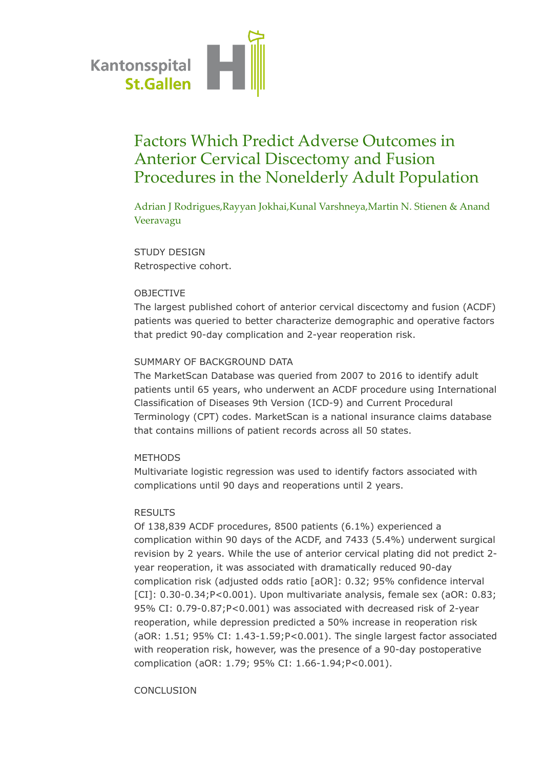Kantonsspital St.Gallen

# Factors Which Predict Adverse Outcomes in Anterior Cervical Discectomy and Fusion Procedures in the Nonelderly Adult Population

Adrian J Rodrigues,Rayyan Jokhai,Kunal Varshneya,Martin N. Stienen & Anand Veeravagu

STUDY DESIGN

Retrospective cohort.

OBJECTIVE

The largest published cohort of anterior cervical discectomy and fusion (ACDF) patients was queried to better characterize demographic and operative factors that predict 90-day complication and 2-year reoperation risk.

SUMMARY OF BACKGROUND DATA

The MarketScan Database was queried from 2007 to 2016 to identify adult patients until 65 years, who underwent an ACDF procedure using International Classification of Diseases 9th Version (ICD-9) and Current Procedural Terminology (CPT) codes. MarketScan is a national insurance claims database that contains millions of patient records across all 50 states.

METHODS

Multivariate logistic regression was used to identify factors associated with complications until 90 days and reoperations until 2 years.

RESULTS

Of 138,839 ACDF procedures, 8500 patients (6.1%) experienced a complication within 90 days of the ACDF, and 7433 (5.4%) underwent surgical revision by 2 years. While the use of anterior cervical plating did not predict 2-year reoperation, it was associated with dramatically reduced 90-day complication risk (adjusted odds ratio [aOR]: 0.32; 95% confidence interval [CI]: 0.30-0.34;$P<0.001$). Upon multivariate analysis, female sex (aOR: 0.83; 95% CI: 0.79-0.87;$P<0.001$) was associated with decreased risk of 2-year reoperation, while depression predicted a 50% increase in reoperation risk (aOR: 1.51; 95% CI: 1.43-1.59;$P<0.001$). The single largest factor associated with reoperation risk, however, was the presence of a 90-day postoperative complication (aOR: 1.79; 95% CI: 1.66-1.94;$P<0.001$).

CONCLUSION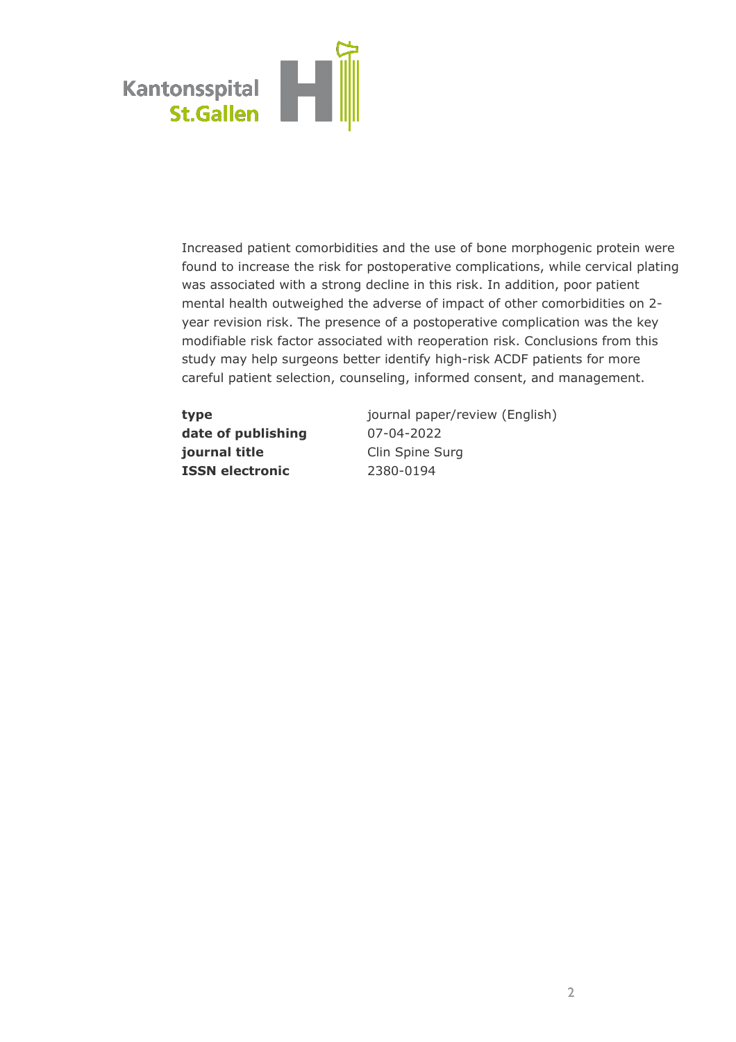Increased patient comorbidities and the use of bone morphogenic protein were found to increase the risk for postoperative complications, while cervical plating was associated with a strong decline in this risk. In addition, poor patient mental health outweighed the adverse of impact of other comorbidities on 2-year revision risk. The presence of a postoperative complication was the key modifiable risk factor associated with reoperation risk. Conclusions from this study may help surgeons better identify high-risk ACDF patients for more careful patient selection, counseling, informed consent, and management.

| | |
|---|---|
| **type** | journal paper/review (English) |
| **date of publishing** | 07-04-2022 |
| **journal title** | Clin Spine Surg |
| **ISSN electronic** | 2380-0194 |